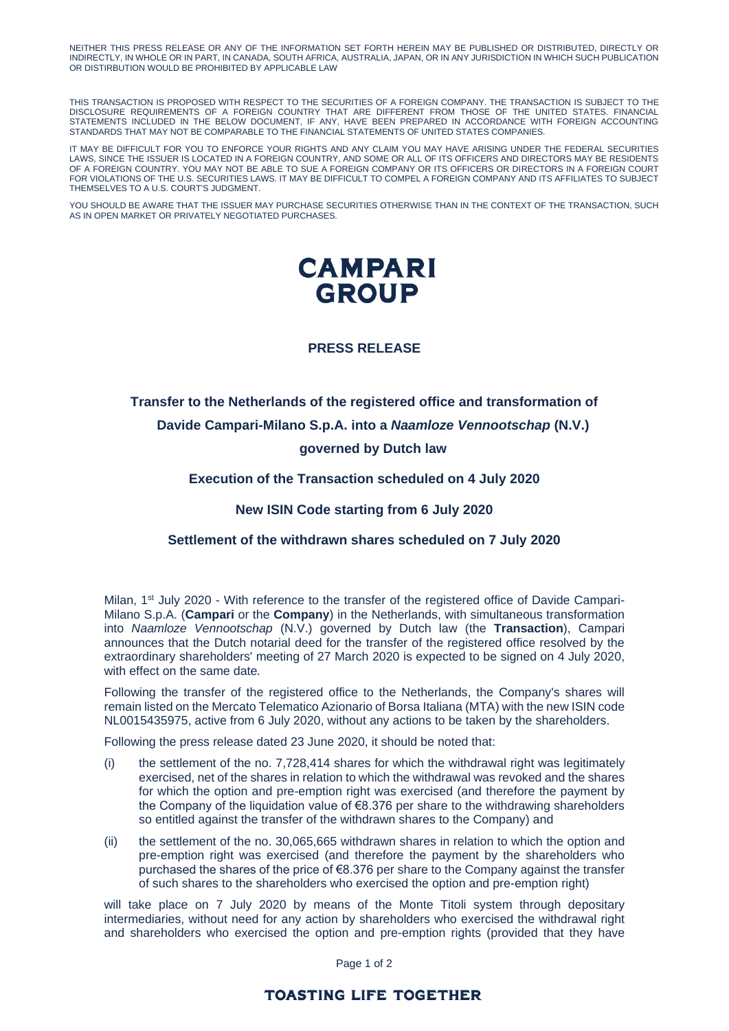NEITHER THIS PRESS RELEASE OR ANY OF THE INFORMATION SET FORTH HEREIN MAY BE PUBLISHED OR DISTRIBUTED, DIRECTLY OR INDIRECTLY, IN WHOLE OR IN PART, IN CANADA, SOUTH AFRICA, AUSTRALIA, JAPAN, OR IN ANY JURISDICTION IN WHICH SUCH PUBLICATION OR DISTRIBUTION WOULD BE PROHIBITED BY APPLICABLE LAW

THIS TRANSACTION IS PROPOSED WITH RESPECT TO THE SECURITIES OF A FOREIGN COMPANY. THE TRANSACTION IS SUBJECT TO THE DISCLOSURE REQUIREMENTS OF A FOREIGN COUNTRY THAT ARE DIFFERENT FROM THOSE OF THE UNITED STATES. FINANCIAL STATEMENTS INCLUDED IN THE BELOW DOCUMENT, IF ANY, HAVE BEEN PREPARED IN ACCORDANCE WITH FOREIGN ACCOUNTING STANDARDS THAT MAY NOT BE COMPARABLE TO THE FINANCIAL STATEMENTS OF UNITED STATES COMPANIES.

IT MAY BE DIFFICULT FOR YOU TO ENFORCE YOUR RIGHTS AND ANY CLAIM YOU MAY HAVE ARISING UNDER THE FEDERAL SECURITIES LAWS, SINCE THE ISSUER IS LOCATED IN A FOREIGN COUNTRY, AND SOME OR ALL OF ITS OFFICERS AND DIRECTORS MAY BE RESIDENTS OF A FOREIGN COUNTRY. YOU MAY NOT BE ABLE TO SUE A FOREIGN COMPANY OR ITS OFFICERS OR DIRECTORS IN A FOREIGN COURT FOR VIOLATIONS OF THE U.S. SECURITIES LAWS. IT MAY BE DIFFICULT TO COMPEL A FOREIGN COMPANY AND ITS AFFILIATES TO SUBJECT THEMSELVES TO A U.S. COURT'S JUDGMENT.

YOU SHOULD BE AWARE THAT THE ISSUER MAY PURCHASE SECURITIES OTHERWISE THAN IN THE CONTEXT OF THE TRANSACTION, SUCH AS IN OPEN MARKET OR PRIVATELY NEGOTIATED PURCHASES.

CAMPARI GROUP

## PRESS RELEASE

# Transfer to the Netherlands of the registered office and transformation of Davide Campari-Milano S.p.A. into a *Naamloze Vennootschap* (N.V.) governed by Dutch law

### Execution of the Transaction scheduled on 4 July 2020

### New ISIN Code starting from 6 July 2020

### Settlement of the withdrawn shares scheduled on 7 July 2020

Milan, 1st July 2020 - With reference to the transfer of the registered office of Davide Campari-Milano S.p.A. (**Campari** or the **Company**) in the Netherlands, with simultaneous transformation into *Naamloze Vennootschap* (N.V.) governed by Dutch law (the **Transaction**), Campari announces that the Dutch notarial deed for the transfer of the registered office resolved by the extraordinary shareholders' meeting of 27 March 2020 is expected to be signed on 4 July 2020, with effect on the same date.

Following the transfer of the registered office to the Netherlands, the Company's shares will remain listed on the Mercato Telematico Azionario of Borsa Italiana (MTA) with the new ISIN code NL0015435975, active from 6 July 2020, without any actions to be taken by the shareholders.

Following the press release dated 23 June 2020, it should be noted that:

(i) the settlement of the no. 7,728,414 shares for which the withdrawal right was legitimately exercised, net of the shares in relation to which the withdrawal was revoked and the shares for which the option and pre-emption right was exercised (and therefore the payment by the Company of the liquidation value of €8.376 per share to the withdrawing shareholders so entitled against the transfer of the withdrawn shares to the Company) and

(ii) the settlement of the no. 30,065,665 withdrawn shares in relation to which the option and pre-emption right was exercised (and therefore the payment by the shareholders who purchased the shares of the price of €8.376 per share to the Company against the transfer of such shares to the shareholders who exercised the option and pre-emption right)

will take place on 7 July 2020 by means of the Monte Titoli system through depositary intermediaries, without need for any action by shareholders who exercised the withdrawal right and shareholders who exercised the option and pre-emption rights (provided that they have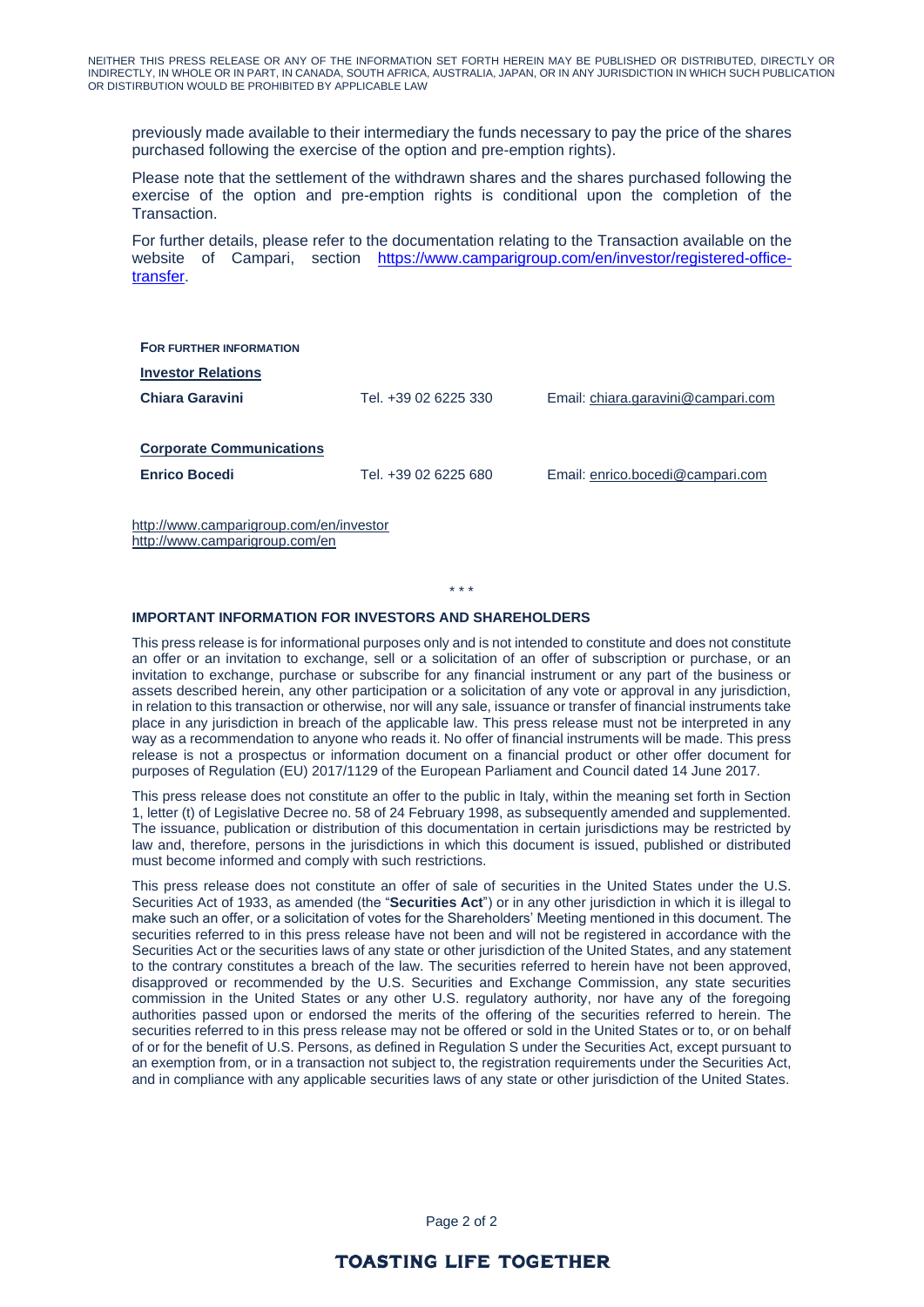previously made available to their intermediary the funds necessary to pay the price of the shares purchased following the exercise of the option and pre-emption rights).

Please note that the settlement of the withdrawn shares and the shares purchased following the exercise of the option and pre-emption rights is conditional upon the completion of the Transaction.

For further details, please refer to the documentation relating to the Transaction available on the website of Campari, section https://www.camparigroup.com/en/investor/registered-office-transfer.

**FOR FURTHER INFORMATION**

| | | |
|---|---|---|
| **Investor Relations** | | |
| **Chiara Garavini** | Tel. +39 02 6225 330 | Email: chiara.garavini@campari.com |
| **Corporate Communications** | | |
| **Enrico Bocedi** | Tel. +39 02 6225 680 | Email: enrico.bocedi@campari.com |

http://www.camparigroup.com/en/investor
http://www.camparigroup.com/en

\* \* \*

**IMPORTANT INFORMATION FOR INVESTORS AND SHAREHOLDERS**

This press release is for informational purposes only and is not intended to constitute and does not constitute an offer or an invitation to exchange, sell or a solicitation of an offer of subscription or purchase, or an invitation to exchange, purchase or subscribe for any financial instrument or any part of the business or assets described herein, any other participation or a solicitation of any vote or approval in any jurisdiction, in relation to this transaction or otherwise, nor will any sale, issuance or transfer of financial instruments take place in any jurisdiction in breach of the applicable law. This press release must not be interpreted in any way as a recommendation to anyone who reads it. No offer of financial instruments will be made. This press release is not a prospectus or information document on a financial product or other offer document for purposes of Regulation (EU) 2017/1129 of the European Parliament and Council dated 14 June 2017.

This press release does not constitute an offer to the public in Italy, within the meaning set forth in Section 1, letter (t) of Legislative Decree no. 58 of 24 February 1998, as subsequently amended and supplemented. The issuance, publication or distribution of this documentation in certain jurisdictions may be restricted by law and, therefore, persons in the jurisdictions in which this document is issued, published or distributed must become informed and comply with such restrictions.

This press release does not constitute an offer of sale of securities in the United States under the U.S. Securities Act of 1933, as amended (the "**Securities Act**") or in any other jurisdiction in which it is illegal to make such an offer, or a solicitation of votes for the Shareholders' Meeting mentioned in this document. The securities referred to in this press release have not been and will not be registered in accordance with the Securities Act or the securities laws of any state or other jurisdiction of the United States, and any statement to the contrary constitutes a breach of the law. The securities referred to herein have not been approved, disapproved or recommended by the U.S. Securities and Exchange Commission, any state securities commission in the United States or any other U.S. regulatory authority, nor have any of the foregoing authorities passed upon or endorsed the merits of the offering of the securities referred to herein. The securities referred to in this press release may not be offered or sold in the United States or to, or on behalf of or for the benefit of U.S. Persons, as defined in Regulation S under the Securities Act, except pursuant to an exemption from, or in a transaction not subject to, the registration requirements under the Securities Act, and in compliance with any applicable securities laws of any state or other jurisdiction of the United States.